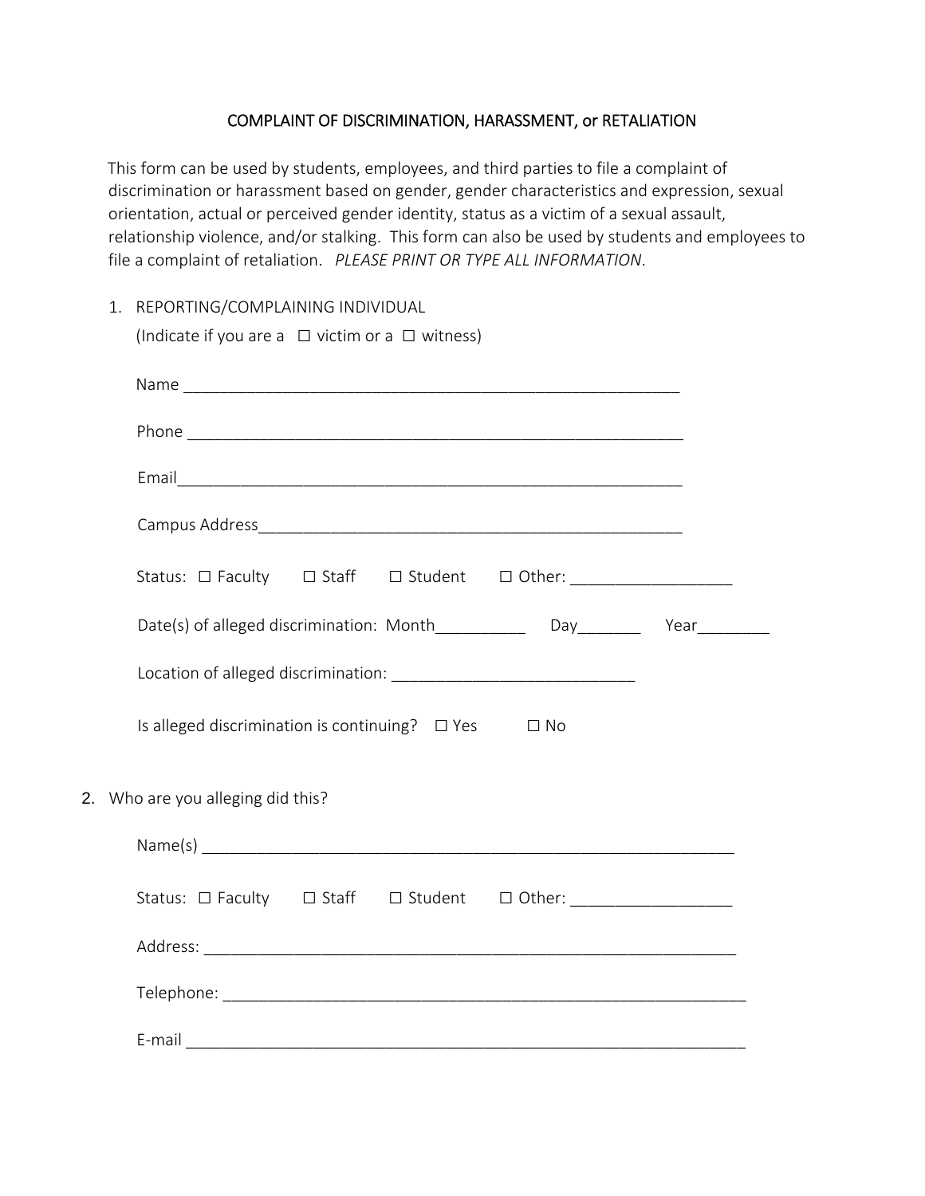# COMPLAINT OF DISCRIMINATION, HARASSMENT, or RETALIATION

This form can be used by students, employees, and third parties to file a complaint of discrimination or harassment based on gender, gender characteristics and expression, sexual orientation, actual or perceived gender identity, status as a victim of a sexual assault, relationship violence, and/or stalking. This form can also be used by students and employees to file a complaint of retaliation. *PLEASE PRINT OR TYPE ALL INFORMATION*.

1. REPORTING/COMPLAINING INDIVIDUAL

   (Indicate if you are a ☐ victim or a ☐ witness)

   Name ________________________________________________________

   Phone ________________________________________________________

   Email________________________________________________________

   Campus Address_______________________________________________

   Status: ☐ Faculty ☐ Staff ☐ Student ☐ Other: __________________

   Date(s) of alleged discrimination: Month__________ Day_______ Year________

   Location of alleged discrimination: ___________________________

   Is alleged discrimination is continuing? ☐ Yes ☐ No

2. Who are you alleging did this?

   Name(s) ________________________________________________________

   Status: ☐ Faculty ☐ Staff ☐ Student ☐ Other: __________________

   Address: _______________________________________________________

   Telephone: _____________________________________________________

   E-mail _________________________________________________________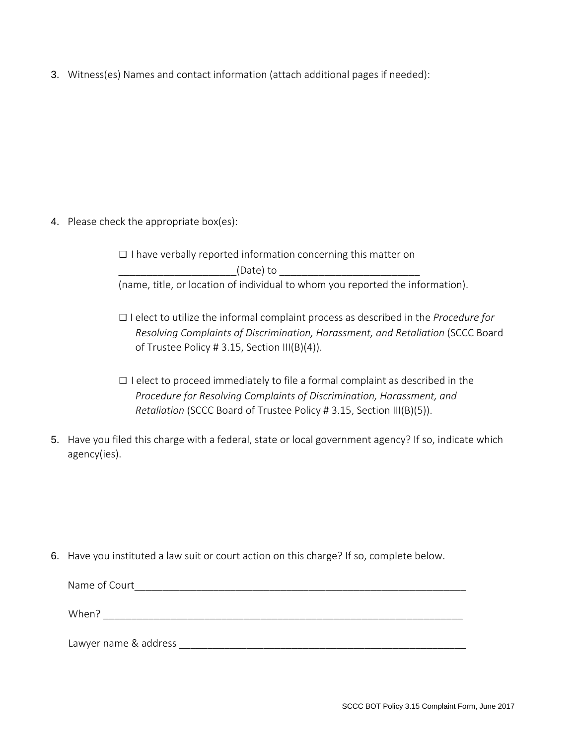3. Witness(es) Names and contact information (attach additional pages if needed):

4. Please check the appropriate box(es):

   ☐ I have verbally reported information concerning this matter on ____________________(Date) to ________________________ (name, title, or location of individual to whom you reported the information).

   ☐ I elect to utilize the informal complaint process as described in the *Procedure for Resolving Complaints of Discrimination, Harassment, and Retaliation* (SCCC Board of Trustee Policy # 3.15, Section III(B)(4)).

   ☐ I elect to proceed immediately to file a formal complaint as described in the *Procedure for Resolving Complaints of Discrimination, Harassment, and Retaliation* (SCCC Board of Trustee Policy # 3.15, Section III(B)(5)).

5. Have you filed this charge with a federal, state or local government agency? If so, indicate which agency(ies).

6. Have you instituted a law suit or court action on this charge? If so, complete below.

   Name of Court________________________________________________________

   When? ______________________________________________________________

   Lawyer name & address ________________________________________________

SCCC BOT Policy 3.15 Complaint Form, June 2017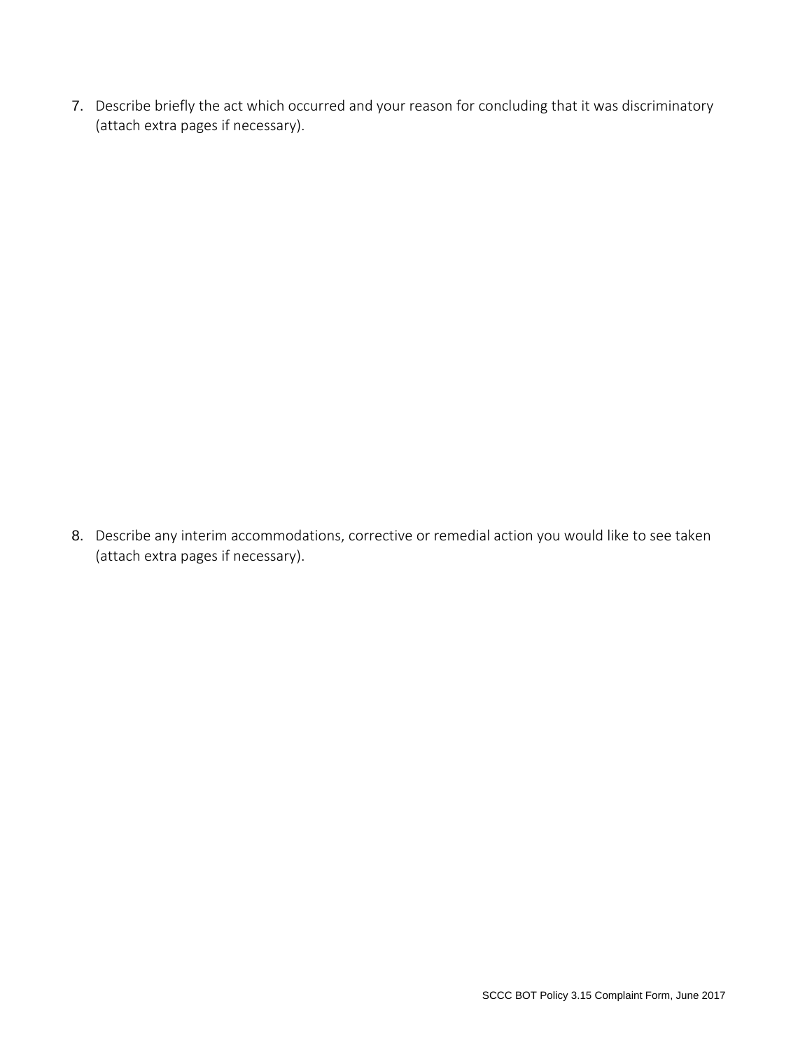7. Describe briefly the act which occurred and your reason for concluding that it was discriminatory (attach extra pages if necessary).

8. Describe any interim accommodations, corrective or remedial action you would like to see taken (attach extra pages if necessary).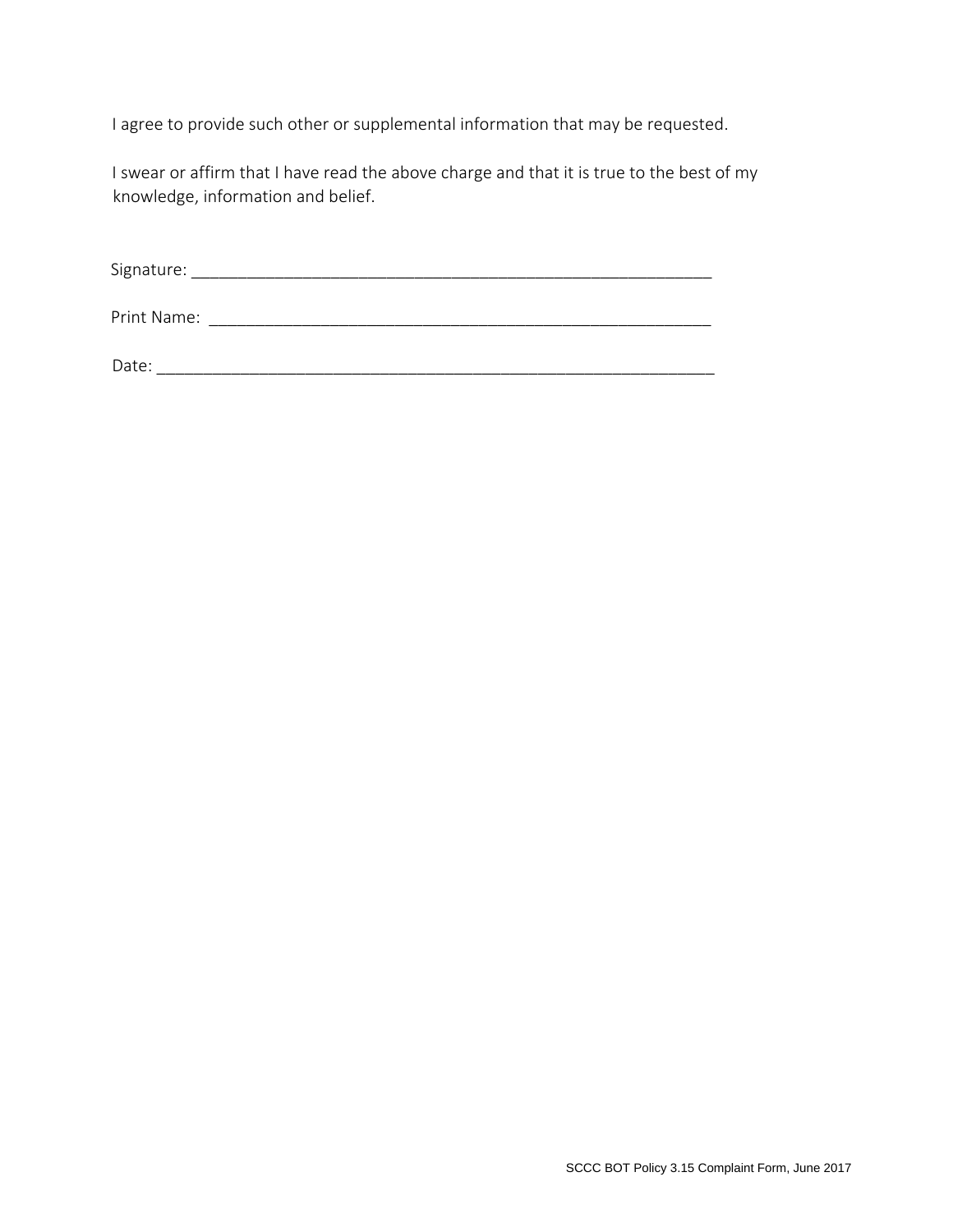I agree to provide such other or supplemental information that may be requested.

I swear or affirm that I have read the above charge and that it is true to the best of my knowledge, information and belief.

Signature: ___________________________________________________________

Print Name: _________________________________________________________

Date: _______________________________________________________________